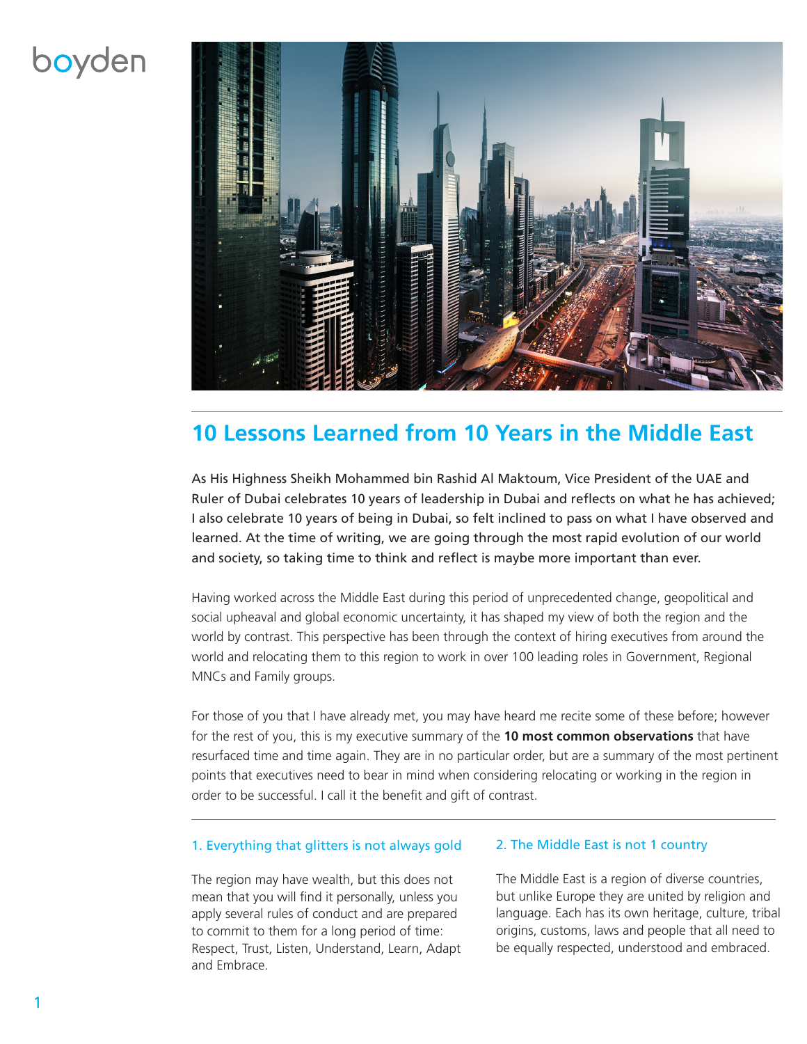# 10 Lessons Learned from 10 Years in the Middle East

As His Highness Sheikh Mohammed bin Rashid Al Maktoum, Vice President of the UAE and Ruler of Dubai celebrates 10 years of leadership in Dubai and reflects on what he has achieved; I also celebrate 10 years of being in Dubai, so felt inclined to pass on what I have observed and learned. At the time of writing, we are going through the most rapid evolution of our world and society, so taking time to think and reflect is maybe more important than ever.

Having worked across the Middle East during this period of unprecedented change, geopolitical and social upheaval and global economic uncertainty, it has shaped my view of both the region and the world by contrast. This perspective has been through the context of hiring executives from around the world and relocating them to this region to work in over 100 leading roles in Government, Regional MNCs and Family groups.

For those of you that I have already met, you may have heard me recite some of these before; however for the rest of you, this is my executive summary of the **10 most common observations** that have resurfaced time and time again. They are in no particular order, but are a summary of the most pertinent points that executives need to bear in mind when considering relocating or working in the region in order to be successful. I call it the benefit and gift of contrast.

### 1. Everything that glitters is not always gold

The region may have wealth, but this does not mean that you will find it personally, unless you apply several rules of conduct and are prepared to commit to them for a long period of time: Respect, Trust, Listen, Understand, Learn, Adapt and Embrace.

### 2. The Middle East is not 1 country

The Middle East is a region of diverse countries, but unlike Europe they are united by religion and language. Each has its own heritage, culture, tribal origins, customs, laws and people that all need to be equally respected, understood and embraced.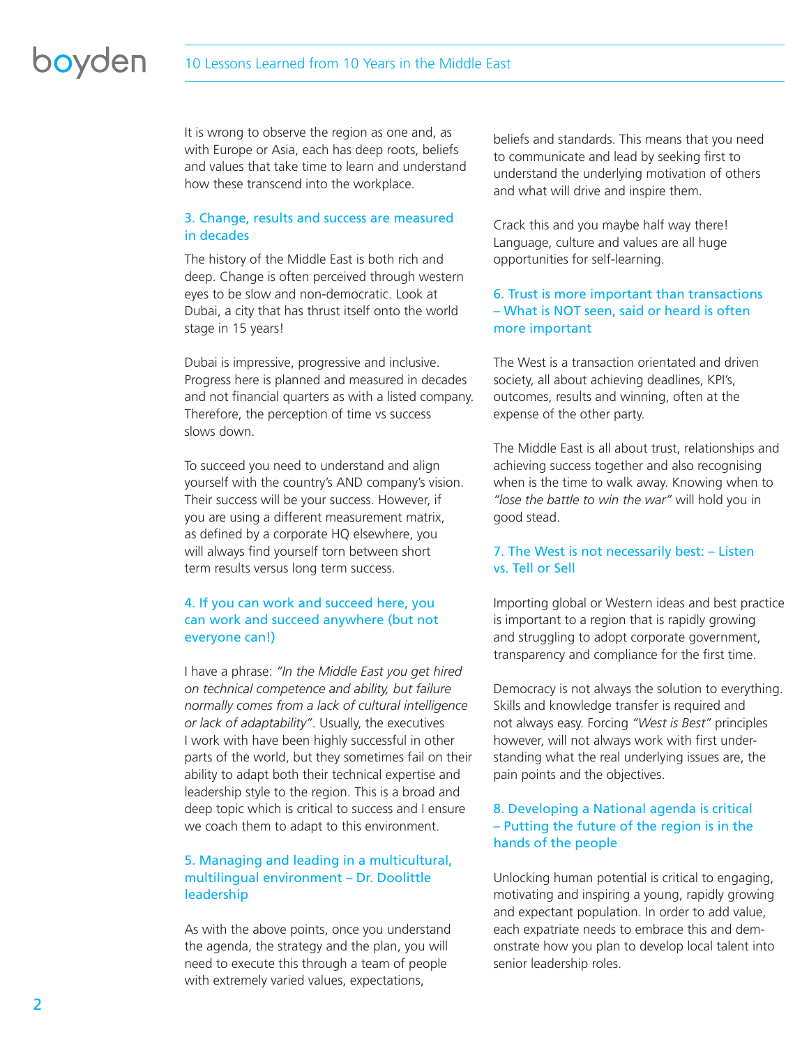It is wrong to observe the region as one and, as with Europe or Asia, each has deep roots, beliefs and values that take time to learn and understand how these transcend into the workplace.

### 3. Change, results and success are measured in decades

The history of the Middle East is both rich and deep. Change is often perceived through western eyes to be slow and non-democratic. Look at Dubai, a city that has thrust itself onto the world stage in 15 years!

Dubai is impressive, progressive and inclusive. Progress here is planned and measured in decades and not financial quarters as with a listed company. Therefore, the perception of time vs success slows down.

To succeed you need to understand and align yourself with the country's AND company's vision. Their success will be your success. However, if you are using a different measurement matrix, as defined by a corporate HQ elsewhere, you will always find yourself torn between short term results versus long term success.

### 4. If you can work and succeed here, you can work and succeed anywhere (but not everyone can!)

I have a phrase: *"In the Middle East you get hired on technical competence and ability, but failure normally comes from a lack of cultural intelligence or lack of adaptability"*. Usually, the executives I work with have been highly successful in other parts of the world, but they sometimes fail on their ability to adapt both their technical expertise and leadership style to the region. This is a broad and deep topic which is critical to success and I ensure we coach them to adapt to this environment.

### 5. Managing and leading in a multicultural, multilingual environment – Dr. Doolittle leadership

As with the above points, once you understand the agenda, the strategy and the plan, you will need to execute this through a team of people with extremely varied values, expectations, beliefs and standards. This means that you need to communicate and lead by seeking first to understand the underlying motivation of others and what will drive and inspire them.

Crack this and you maybe half way there! Language, culture and values are all huge opportunities for self-learning.

### 6. Trust is more important than transactions – What is NOT seen, said or heard is often more important

The West is a transaction orientated and driven society, all about achieving deadlines, KPI's, outcomes, results and winning, often at the expense of the other party.

The Middle East is all about trust, relationships and achieving success together and also recognising when is the time to walk away. Knowing when to *"lose the battle to win the war"* will hold you in good stead.

### 7. The West is not necessarily best: – Listen vs. Tell or Sell

Importing global or Western ideas and best practice is important to a region that is rapidly growing and struggling to adopt corporate government, transparency and compliance for the first time.

Democracy is not always the solution to everything. Skills and knowledge transfer is required and not always easy. Forcing *"West is Best"* principles however, will not always work with first understanding what the real underlying issues are, the pain points and the objectives.

### 8. Developing a National agenda is critical – Putting the future of the region is in the hands of the people

Unlocking human potential is critical to engaging, motivating and inspiring a young, rapidly growing and expectant population. In order to add value, each expatriate needs to embrace this and demonstrate how you plan to develop local talent into senior leadership roles.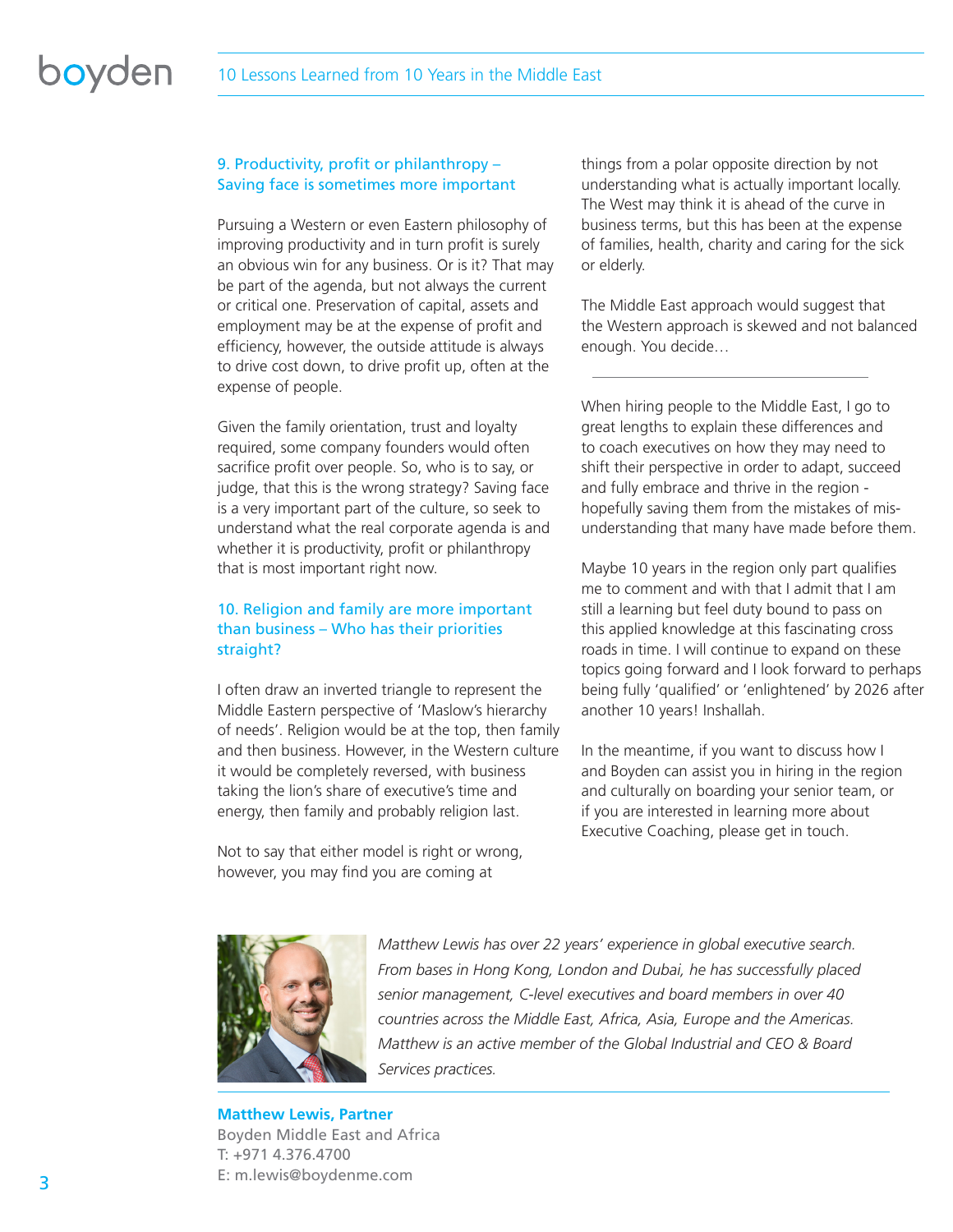## 9. Productivity, profit or philanthropy – Saving face is sometimes more important

Pursuing a Western or even Eastern philosophy of improving productivity and in turn profit is surely an obvious win for any business. Or is it? That may be part of the agenda, but not always the current or critical one. Preservation of capital, assets and employment may be at the expense of profit and efficiency, however, the outside attitude is always to drive cost down, to drive profit up, often at the expense of people.

Given the family orientation, trust and loyalty required, some company founders would often sacrifice profit over people. So, who is to say, or judge, that this is the wrong strategy? Saving face is a very important part of the culture, so seek to understand what the real corporate agenda is and whether it is productivity, profit or philanthropy that is most important right now.

## 10. Religion and family are more important than business – Who has their priorities straight?

I often draw an inverted triangle to represent the Middle Eastern perspective of 'Maslow's hierarchy of needs'. Religion would be at the top, then family and then business. However, in the Western culture it would be completely reversed, with business taking the lion's share of executive's time and energy, then family and probably religion last.

Not to say that either model is right or wrong, however, you may find you are coming at things from a polar opposite direction by not understanding what is actually important locally. The West may think it is ahead of the curve in business terms, but this has been at the expense of families, health, charity and caring for the sick or elderly.

The Middle East approach would suggest that the Western approach is skewed and not balanced enough. You decide…

---

When hiring people to the Middle East, I go to great lengths to explain these differences and to coach executives on how they may need to shift their perspective in order to adapt, succeed and fully embrace and thrive in the region - hopefully saving them from the mistakes of mis-understanding that many have made before them.

Maybe 10 years in the region only part qualifies me to comment and with that I admit that I am still a learning but feel duty bound to pass on this applied knowledge at this fascinating cross roads in time. I will continue to expand on these topics going forward and I look forward to perhaps being fully 'qualified' or 'enlightened' by 2026 after another 10 years! Inshallah.

In the meantime, if you want to discuss how I and Boyden can assist you in hiring in the region and culturally on boarding your senior team, or if you are interested in learning more about Executive Coaching, please get in touch.

*Matthew Lewis has over 22 years' experience in global executive search. From bases in Hong Kong, London and Dubai, he has successfully placed senior management, C-level executives and board members in over 40 countries across the Middle East, Africa, Asia, Europe and the Americas. Matthew is an active member of the Global Industrial and CEO & Board Services practices.*

**Matthew Lewis, Partner**
Boyden Middle East and Africa
T: +971 4.376.4700
E: m.lewis@boydenme.com